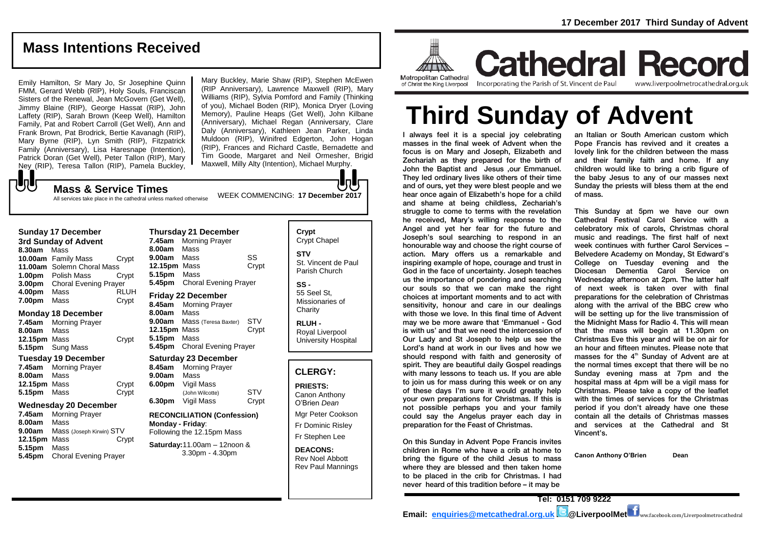# Third Sunday of Advent

17 December 2017 Third Sunday of Advent

**Cathedral Record**

Metropolitan Cathedral of Christ the King Liverpool — Incorporating the Parish of St. Vincent de Paul — www.liverpoolmetrocathedral.org.uk

I always feel it is a special joy celebrating masses in the final week of Advent when the focus is on Mary and Joseph, Elizabeth and Zechariah as they prepared for the birth of John the Baptist and Jesus ,our Emmanuel. They led ordinary lives like others of their time and of ours, yet they were blest people and we hear once again of Elizabeth's hope for a child and shame at being childless, Zechariah's struggle to come to terms with the revelation he received, Mary's willing response to the Angel and yet her fear for the future and Joseph's soul searching to respond in an honourable way and choose the right course of action. Mary offers us a remarkable and inspiring example of hope, courage and trust in God in the face of uncertainty. Joseph teaches us the importance of pondering and searching our souls so that we can make the right choices at important moments and to act with sensitivity, honour and care in our dealings with those we love. In this final time of Advent may we be more aware that 'Emmanuel - God is with us' and that we need the intercession of Our Lady and St Joseph to help us see the Lord's hand at work in our lives and how we should respond with faith and generosity of spirit. They are beautiful daily Gospel readings with many lessons to teach us. If you are able to join us for mass during this week or on any of these days I'm sure it would greatly help your own preparations for Christmas. If this is not possible perhaps you and your family could say the Angelus prayer each day in preparation for the Feast of Christmas.

On this Sunday in Advent Pope Francis invites children in Rome who have a crib at home to bring the figure of the child Jesus to mass where they are blessed and then taken home to be placed in the crib for Christmas. I had never heard of this tradition before – it may be an Italian or South American custom which Pope Francis has revived and it creates a lovely link for the children between the mass and their family faith and home. If any children would like to bring a crib figure of the baby Jesus to any of our masses next Sunday the priests will bless them at the end of mass.

This Sunday at 5pm we have our own Cathedral Festival Carol Service with a celebratory mix of carols, Christmas choral music and readings. The first half of next week continues with further Carol Services – Belvedere Academy on Monday, St Edward's College on Tuesday evening and the Diocesan Dementia Carol Service on Wednesday afternoon at 2pm. The latter half of next week is taken over with final preparations for the celebration of Christmas along with the arrival of the BBC crew who will be setting up for the live transmission of the Midnight Mass for Radio 4. This will mean that the mass will begin at 11.30pm on Christmas Eve this year and will be on air for an hour and fifteen minutes. Please note that masses for the 4th Sunday of Advent are at the normal times except that there will be no Sunday evening mass at 7pm and the hospital mass at 4pm will be a vigil mass for Christmas. Please take a copy of the leaflet with the times of services for the Christmas period if you don't already have one these contain all the details of Christmas masses and services at the Cathedral and St Vincent's.

**Canon Anthony O'Brien Dean**

## Mass Intentions Received

Emily Hamilton, Sr Mary Jo, Sr Josephine Quinn FMM, Gerard Webb (RIP), Holy Souls, Franciscan Sisters of the Renewal, Jean McGovern (Get Well), Jimmy Blaine (RIP), George Hassat (RIP), John Laffety (RIP), Sarah Brown (Keep Well), Hamilton Family, Pat and Robert Carroll (Get Well), Ann and Frank Brown, Pat Brodrick, Bertie Kavanagh (RIP), Mary Byrne (RIP), Lyn Smith (RIP), Fitzpatrick Family (Anniversary), Lisa Haresnape (Intention), Patrick Doran (Get Well), Peter Tallon (RIP), Mary Ney (RIP), Teresa Tallon (RIP), Pamela Buckley, Mary Buckley, Marie Shaw (RIP), Stephen McEwen (RIP Anniversary), Lawrence Maxwell (RIP), Mary Williams (RIP), Sylvia Pomford and Family (Thinking of you), Michael Boden (RIP), Monica Dryer (Loving Memory), Pauline Heaps (Get Well), John Kilbane (Anniversary), Michael Regan (Anniversary), Clare Daly (Anniversary), Kathleen Jean Parker, Linda Muldoon (RIP), Winifred Edgerton, John Hogan (RIP), Frances and Richard Castle, Bernadette and Tim Goode, Margaret and Neil Ormesher, Brigid Maxwell, Milly Alty (Intention), Michael Murphy.

## Mass & Service Times

All services take place in the cathedral unless marked otherwise

WEEK COMMENCING: **17 December 2017**

### Sunday 17 December
**3rd Sunday of Advent**

| | | |
|---|---|---|
| **8.30am** | Mass | |
| **10.00am** | Family Mass | Crypt |
| **11.00am** | Solemn Choral Mass | |
| **1.00pm** | Polish Mass | Crypt |
| **3.00pm** | Choral Evening Prayer | |
| **4.00pm** | Mass | RLUH |
| **7.00pm** | Mass | Crypt |

### Monday 18 December

| | | |
|---|---|---|
| **7.45am** | Morning Prayer | |
| **8.00am** | Mass | |
| **12.15pm** | Mass | Crypt |
| **5.15pm** | Sung Mass | |

### Tuesday 19 December

| | | |
|---|---|---|
| **7.45am** | Morning Prayer | |
| **8.00am** | Mass | |
| **12.15pm** | Mass | Crypt |
| **5.15pm** | Mass | Crypt |

### Wednesday 20 December

| | | |
|---|---|---|
| **7.45am** | Morning Prayer | |
| **8.00am** | Mass | |
| **9.00am** | Mass (Joseph Kirwin) | STV |
| **12.15pm** | Mass | Crypt |
| **5.15pm** | Mass | |
| **5.45pm** | Choral Evening Prayer | |

### Thursday 21 December

| | | |
|---|---|---|
| **7.45am** | Morning Prayer | |
| **8.00am** | Mass | |
| **9.00am** | Mass | SS |
| **12.15pm** | Mass | Crypt |
| **5.15pm** | Mass | |
| **5.45pm** | Choral Evening Prayer | |

### Friday 22 December

| | | |
|---|---|---|
| **8.45am** | Morning Prayer | |
| **8.00am** | Mass | |
| **9.00am** | Mass (Teresa Baxter) | STV |
| **12.15pm** | Mass | Crypt |
| **5.15pm** | Mass | |
| **5.45pm** | Choral Evening Prayer | |

### Saturday 23 December

| | | |
|---|---|---|
| **8.45am** | Morning Prayer | |
| **9.00am** | Mass | |
| **6.00pm** | Vigil Mass (John Wilcotte) | STV |
| **6.30pm** | Vigil Mass | Crypt |

**RECONCILIATION (Confession)**
**Monday - Friday**: Following the 12.15pm Mass

**Saturday:** 11.00am – 12noon & 3.30pm - 4.30pm

**Crypt** Crypt Chapel

**STV** St. Vincent de Paul Parish Church

**SS -** 55 Seel St, Missionaries of Charity

**RLUH -** Royal Liverpool University Hospital

## CLERGY:

**PRIESTS:**
Canon Anthony O'Brien *Dean*
Mgr Peter Cookson
Fr Dominic Risley
Fr Stephen Lee

**DEACONS:**
Rev Noel Abbott
Rev Paul Mannings

**Tel: 0151 709 9222**

**Email: enquiries@metcathedral.org.uk @LiverpoolMet** ww.facebook.com/Liverpoolmetrocathedral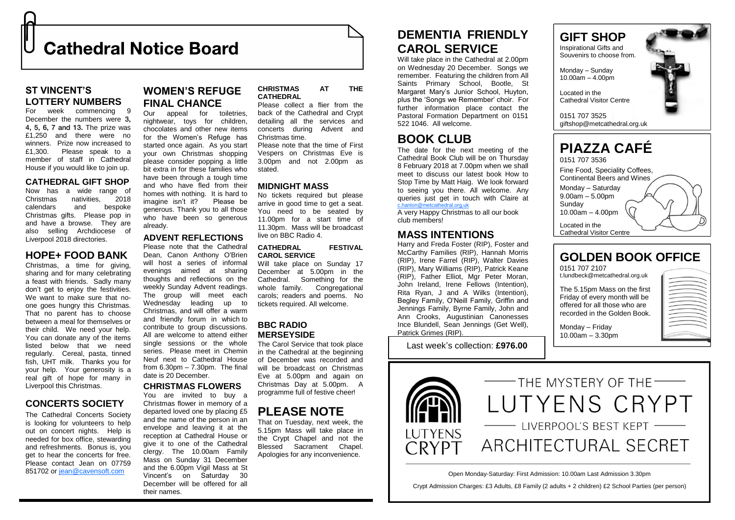# Cathedral Notice Board

## ST VINCENT'S LOTTERY NUMBERS

For week commencing 9 December the numbers were **3, 4, 5, 6, 7 and 13.** The prize was £1,250 and there were no winners. Prize now increased to £1,300. Please speak to a member of staff in Cathedral House if you would like to join up.

### CATHEDRAL GIFT SHOP

Now has a wide range of Christmas nativities, 2018 calendars and bespoke Christmas gifts. Please pop in and have a browse. They are also selling Archdiocese of Liverpool 2018 directories.

## HOPE+ FOOD BANK

Christmas, a time for giving, sharing and for many celebrating a feast with friends. Sadly many don't get to enjoy the festivities. We want to make sure that no-one goes hungry this Christmas. That no parent has to choose between a meal for themselves or their child. We need your help. You can donate any of the items listed below that we need regularly. Cereal, pasta, tinned fish, UHT milk. Thanks you for your help. Your generosity is a real gift of hope for many in Liverpool this Christmas.

## CONCERTS SOCIETY

The Cathedral Concerts Society is looking for volunteers to help out on concert nights. Help is needed for box office, stewarding and refreshments. Bonus is, you get to hear the concerts for free. Please contact Jean on 07759 851702 or jean@cavensoft.com

## WOMEN'S REFUGE FINAL CHANCE

Our appeal for toiletries, nightwear, toys for children, chocolates and other new items for the Women's Refuge has started once again. As you start your own Christmas shopping please consider popping a little bit extra in for these families who have been through a tough time and who have fled from their homes with nothing. It is hard to imagine isn't it? Please be generous. Thank you to all those who have been so generous already.

### ADVENT REFLECTIONS

Please note that the Cathedral Dean, Canon Anthony O'Brien will host a series of informal evenings aimed at sharing thoughts and reflections on the weekly Sunday Advent readings. The group will meet each Wednesday leading up to Christmas, and will offer a warm and friendly forum in which to contribute to group discussions. All are welcome to attend either single sessions or the whole series. Please meet in Chemin Neuf next to Cathedral House from 6.30pm – 7.30pm. The final date is 20 December.

### CHRISTMAS FLOWERS

You are invited to buy a Christmas flower in memory of a departed loved one by placing £5 and the name of the person in an envelope and leaving it at the reception at Cathedral House or give it to one of the Cathedral clergy. The 10.00am Family Mass on Sunday 31 December and the 6.00pm Vigil Mass at St Vincent's on Saturday 30 December will be offered for all their names.

#### CHRISTMAS AT THE CATHEDRAL

Please collect a flier from the back of the Cathedral and Crypt detailing all the services and concerts during Advent and Christmas time.

Please note that the time of First Vespers on Christmas Eve is 3.00pm and not 2.00pm as stated.

### MIDNIGHT MASS

No tickets required but please arrive in good time to get a seat. You need to be seated by 11.00pm for a start time of 11.30pm. Mass will be broadcast live on BBC Radio 4.

#### CATHEDRAL FESTIVAL CAROL SERVICE

Will take place on Sunday 17 December at 5.00pm in the Cathedral. Something for the whole family. Congregational carols; readers and poems. No tickets required. All welcome.

### BBC RADIO MERSEYSIDE

The Carol Service that took place in the Cathedral at the beginning of December was recorded and will be broadcast on Christmas Eve at 5.00pm and again on Christmas Day at 5.00pm. A programme full of festive cheer!

## PLEASE NOTE

That on Tuesday, next week, the 5.15pm Mass will take place in the Crypt Chapel and not the Blessed Sacrament Chapel. Apologies for any inconvenience.

## DEMENTIA FRIENDLY CAROL SERVICE

Will take place in the Cathedral at 2.00pm on Wednesday 20 December. Songs we remember. Featuring the children from All Saints Primary School, Bootle, St Margaret Mary's Junior School, Huyton, plus the 'Songs we Remember' choir. For further information place contact the Pastoral Formation Department on 0151 522 1046. All welcome.

## BOOK CLUB

The date for the next meeting of the Cathedral Book Club will be on Thursday 8 February 2018 at 7.00pm when we shall meet to discuss our latest book How to Stop Time by Matt Haig. We look forward to seeing you there. All welcome. Any queries just get in touch with Claire at c.hanlon@metcathedral.org.uk

A very Happy Christmas to all our book club members!

## MASS INTENTIONS

Harry and Freda Foster (RIP), Foster and McCarthy Families (RIP), Hannah Morris (RIP), Irene Farrel (RIP), Walter Davies (RIP), Mary Williams (RIP), Patrick Keane (RIP), Father Elliot, Mgr Peter Moran, John Ireland, Irene Fellows (Intention), Rita Ryan, J and A Wilks (Intention), Begley Family, O'Neill Family, Griffin and Jennings Family, Byrne Family, John and Ann Crooks, Augustinian Canonesses Ince Blundell, Sean Jennings (Get Well), Patrick Grimes (RIP).

Last week's collection: **£976.00**

## GIFT SHOP

Inspirational Gifts and Souvenirs to choose from.

Monday – Sunday
10.00am – 4.00pm

Located in the Cathedral Visitor Centre

0151 707 3525
giftshop@metcathedral.org.uk

## PIAZZA CAFÉ

0151 707 3536

Fine Food, Speciality Coffees, Continental Beers and Wines

Monday – Saturday
9.00am – 5.00pm
Sunday
10.00am – 4.00pm

Located in the Cathedral Visitor Centre

## GOLDEN BOOK OFFICE

0151 707 2107
t.lundbeck@metcathedral.org.uk

The 5.15pm Mass on the first Friday of every month will be offered for all those who are recorded in the Golden Book.

Monday – Friday
10.00am – 3.30pm

LUTYENS CRYPT

THE MYSTERY OF THE LUTYENS CRYPT

LIVERPOOL'S BEST KEPT ARCHITECTURAL SECRET

Open Monday-Saturday: First Admission: 10.00am Last Admission 3.30pm

Crypt Admission Charges: £3 Adults, £8 Family (2 adults + 2 children) £2 School Parties (per person)